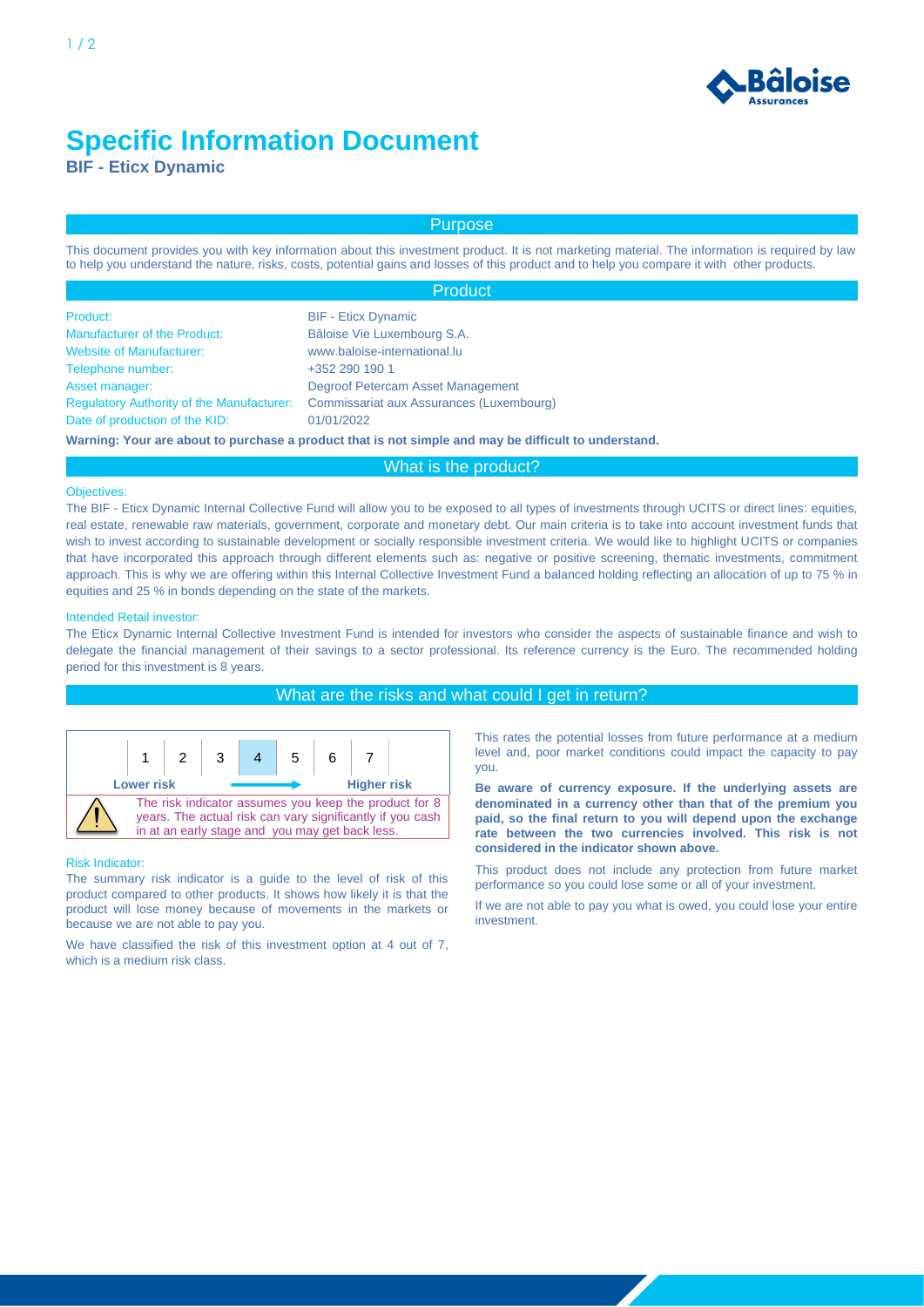# Specific Information Document

**BIF - Eticx Dynamic**

## Purpose

This document provides you with key information about this investment product. It is not marketing material. The information is required by law to help you understand the nature, risks, costs, potential gains and losses of this product and to help you compare it with other products.

## Product

| | |
|---|---|
| Product: | BIF - Eticx Dynamic |
| Manufacturer of the Product: | Bâloise Vie Luxembourg S.A. |
| Website of Manufacturer: | www.baloise-international.lu |
| Telephone number: | +352 290 190 1 |
| Asset manager: | Degroof Petercam Asset Management |
| Regulatory Authority of the Manufacturer: | Commissariat aux Assurances (Luxembourg) |
| Date of production of the KID: | 01/01/2022 |

**Warning: Your are about to purchase a product that is not simple and may be difficult to understand.**

## What is the product?

### Objectives:

The BIF - Eticx Dynamic Internal Collective Fund will allow you to be exposed to all types of investments through UCITS or direct lines: equities, real estate, renewable raw materials, government, corporate and monetary debt. Our main criteria is to take into account investment funds that wish to invest according to sustainable development or socially responsible investment criteria. We would like to highlight UCITS or companies that have incorporated this approach through different elements such as: negative or positive screening, thematic investments, commitment approach. This is why we are offering within this Internal Collective Investment Fund a balanced holding reflecting an allocation of up to 75 % in equities and 25 % in bonds depending on the state of the markets.

### Intended Retail investor:

The Eticx Dynamic Internal Collective Investment Fund is intended for investors who consider the aspects of sustainable finance and wish to delegate the financial management of their savings to a sector professional. Its reference currency is the Euro. The recommended holding period for this investment is 8 years.

## What are the risks and what could I get in return?

| 1 | 2 | 3 | **4** | 5 | 6 | 7 |
|---|---|---|---|---|---|---|

**Lower risk** → **Higher risk**

The risk indicator assumes you keep the product for 8 years. The actual risk can vary significantly if you cash in at an early stage and you may get back less.

### Risk Indicator:

The summary risk indicator is a guide to the level of risk of this product compared to other products. It shows how likely it is that the product will lose money because of movements in the markets or because we are not able to pay you.

We have classified the risk of this investment option at 4 out of 7, which is a medium risk class.

This rates the potential losses from future performance at a medium level and, poor market conditions could impact the capacity to pay you.

**Be aware of currency exposure. If the underlying assets are denominated in a currency other than that of the premium you paid, so the final return to you will depend upon the exchange rate between the two currencies involved. This risk is not considered in the indicator shown above.**

This product does not include any protection from future market performance so you could lose some or all of your investment.

If we are not able to pay you what is owed, you could lose your entire investment.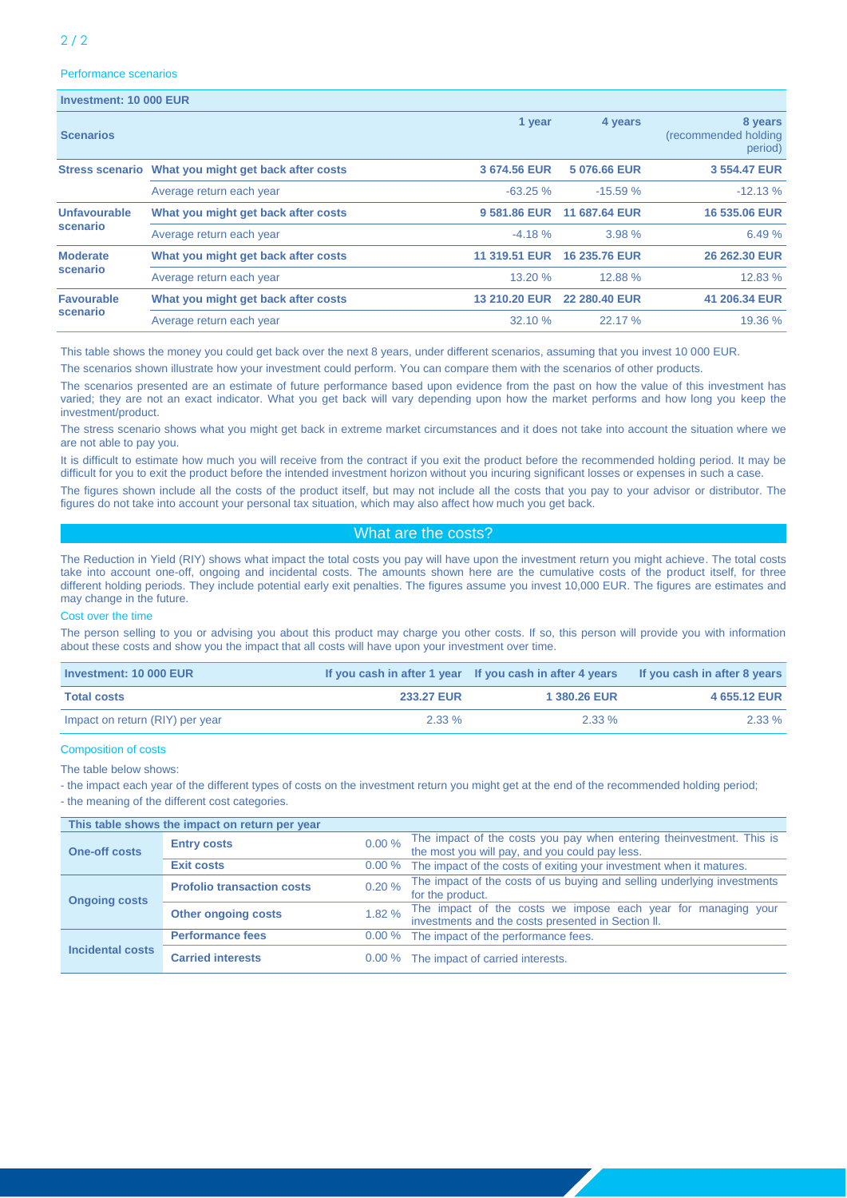Performance scenarios

| Investment: 10 000 EUR | | | | |
|---|---|---|---|---|
| **Scenarios** | | **1 year** | **4 years** | **8 years** (recommended holding period) |
| **Stress scenario** | **What you might get back after costs** | **3 674.56 EUR** | **5 076.66 EUR** | **3 554.47 EUR** |
| | Average return each year | -63.25 % | -15.59 % | -12.13 % |
| **Unfavourable scenario** | **What you might get back after costs** | **9 581.86 EUR** | **11 687.64 EUR** | **16 535.06 EUR** |
| | Average return each year | -4.18 % | 3.98 % | 6.49 % |
| **Moderate scenario** | **What you might get back after costs** | **11 319.51 EUR** | **16 235.76 EUR** | **26 262.30 EUR** |
| | Average return each year | 13.20 % | 12.88 % | 12.83 % |
| **Favourable scenario** | **What you might get back after costs** | **13 210.20 EUR** | **22 280.40 EUR** | **41 206.34 EUR** |
| | Average return each year | 32.10 % | 22.17 % | 19.36 % |

This table shows the money you could get back over the next 8 years, under different scenarios, assuming that you invest 10 000 EUR.

The scenarios shown illustrate how your investment could perform. You can compare them with the scenarios of other products.

The scenarios presented are an estimate of future performance based upon evidence from the past on how the value of this investment has varied; they are not an exact indicator. What you get back will vary depending upon how the market performs and how long you keep the investment/product.

The stress scenario shows what you might get back in extreme market circumstances and it does not take into account the situation where we are not able to pay you.

It is difficult to estimate how much you will receive from the contract if you exit the product before the recommended holding period. It may be difficult for you to exit the product before the intended investment horizon without you incuring significant losses or expenses in such a case.

The figures shown include all the costs of the product itself, but may not include all the costs that you pay to your advisor or distributor. The figures do not take into account your personal tax situation, which may also affect how much you get back.

## What are the costs?

The Reduction in Yield (RIY) shows what impact the total costs you pay will have upon the investment return you might achieve. The total costs take into account one-off, ongoing and incidental costs. The amounts shown here are the cumulative costs of the product itself, for three different holding periods. They include potential early exit penalties. The figures assume you invest 10,000 EUR. The figures are estimates and may change in the future.

### Cost over the time

The person selling to you or advising you about this product may charge you other costs. If so, this person will provide you with information about these costs and show you the impact that all costs will have upon your investment over time.

| Investment: 10 000 EUR | If you cash in after 1 year | If you cash in after 4 years | If you cash in after 8 years |
|---|---|---|---|
| **Total costs** | **233.27 EUR** | **1 380.26 EUR** | **4 655.12 EUR** |
| Impact on return (RIY) per year | 2.33 % | 2.33 % | 2.33 % |

### Composition of costs

The table below shows:

- the impact each year of the different types of costs on the investment return you might get at the end of the recommended holding period;
- the meaning of the different cost categories.

| This table shows the impact on return per year | | | |
|---|---|---|---|
| **One-off costs** | **Entry costs** | 0.00 % | The impact of the costs you pay when entering theinvestment. This is the most you will pay, and you could pay less. |
| | **Exit costs** | 0.00 % | The impact of the costs of exiting your investment when it matures. |
| **Ongoing costs** | **Profolio transaction costs** | 0.20 % | The impact of the costs of us buying and selling underlying investments for the product. |
| | **Other ongoing costs** | 1.82 % | The impact of the costs we impose each year for managing your investments and the costs presented in Section II. |
| **Incidental costs** | **Performance fees** | 0.00 % | The impact of the performance fees. |
| | **Carried interests** | 0.00 % | The impact of carried interests. |